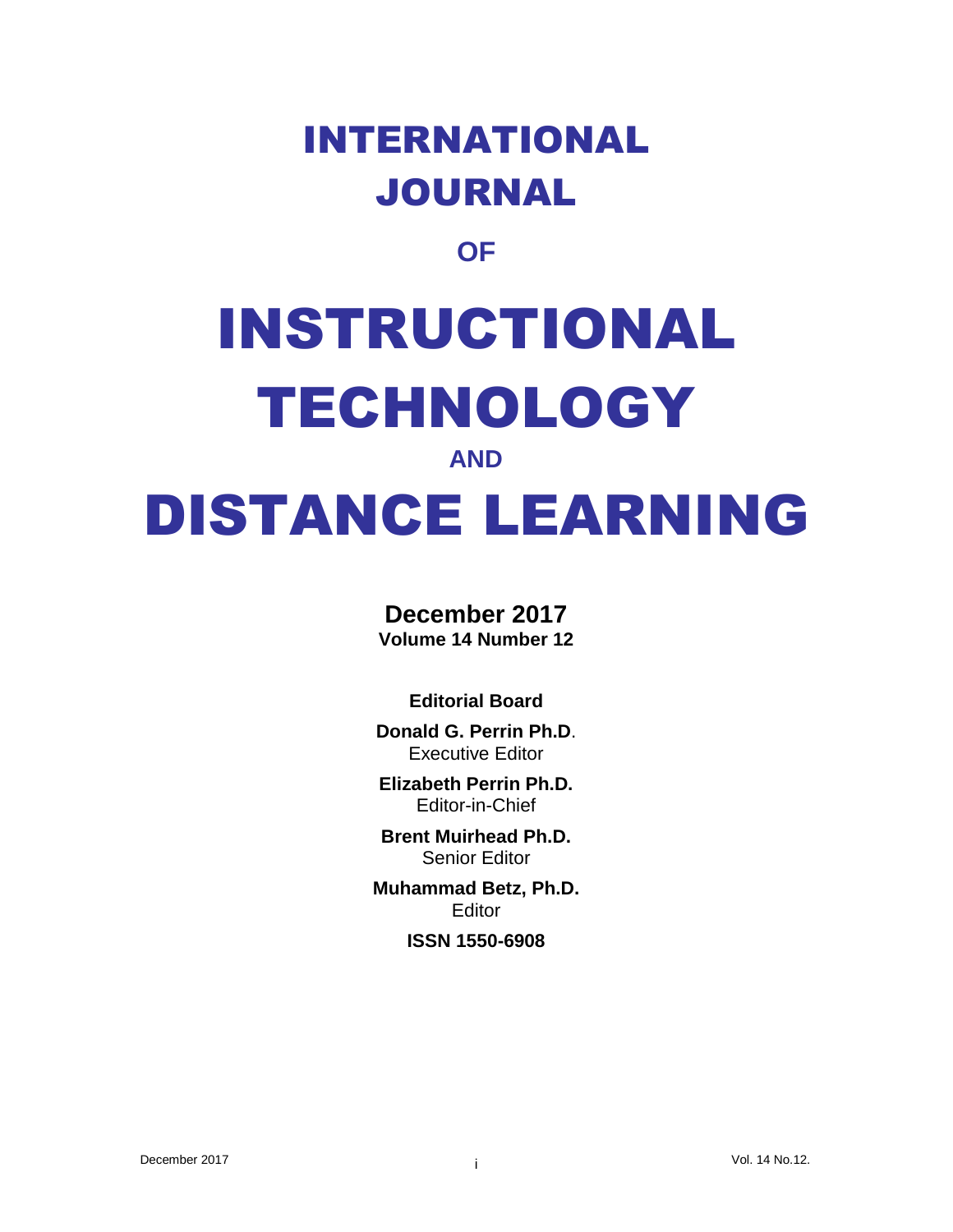# INTERNATIONAL JOURNAL

## OF

# INSTRUCTIONAL TECHNOLOGY

## AND

# DISTANCE LEARNING

**December 2017**
**Volume 14 Number 12**

**Editorial Board**

**Donald G. Perrin Ph.D**.
Executive Editor

**Elizabeth Perrin Ph.D.**
Editor-in-Chief

**Brent Muirhead Ph.D.**
Senior Editor

**Muhammad Betz, Ph.D.**
Editor

**ISSN 1550-6908**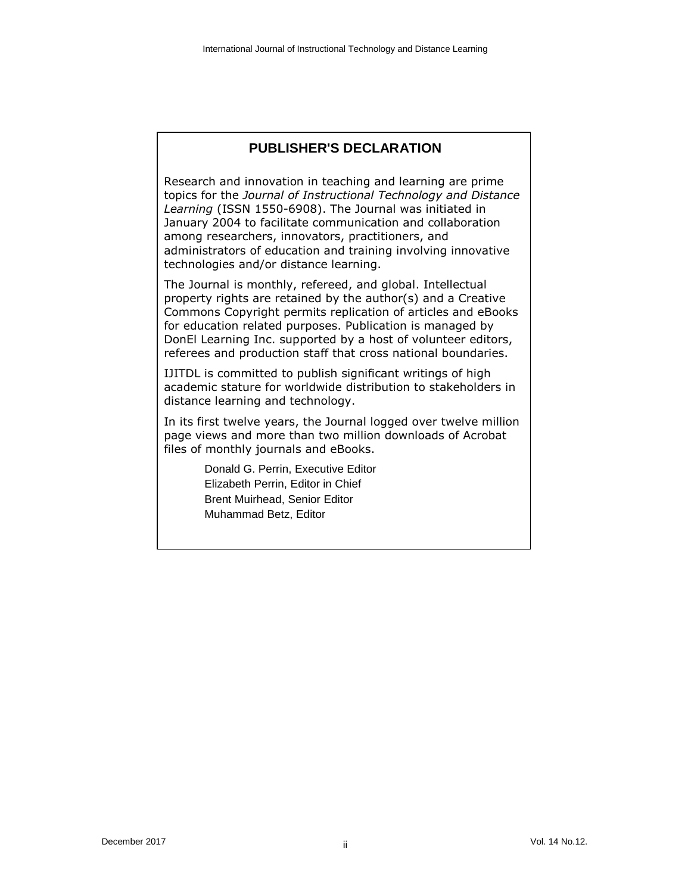## PUBLISHER'S DECLARATION

Research and innovation in teaching and learning are prime topics for the *Journal of Instructional Technology and Distance Learning* (ISSN 1550-6908). The Journal was initiated in January 2004 to facilitate communication and collaboration among researchers, innovators, practitioners, and administrators of education and training involving innovative technologies and/or distance learning.

The Journal is monthly, refereed, and global. Intellectual property rights are retained by the author(s) and a Creative Commons Copyright permits replication of articles and eBooks for education related purposes. Publication is managed by DonEl Learning Inc. supported by a host of volunteer editors, referees and production staff that cross national boundaries.

IJITDL is committed to publish significant writings of high academic stature for worldwide distribution to stakeholders in distance learning and technology.

In its first twelve years, the Journal logged over twelve million page views and more than two million downloads of Acrobat files of monthly journals and eBooks.

Donald G. Perrin, Executive Editor
Elizabeth Perrin, Editor in Chief
Brent Muirhead, Senior Editor
Muhammad Betz, Editor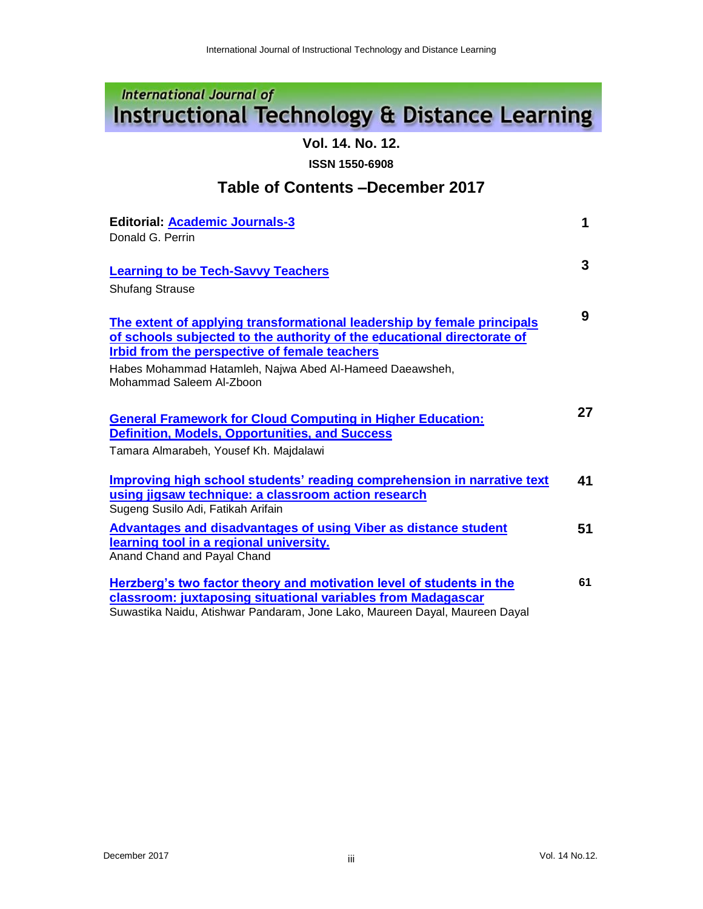# International Journal of Instructional Technology & Distance Learning

**Vol. 14. No. 12.**

**ISSN 1550-6908**

## Table of Contents –December 2017

| | |
|---|---|
| **Editorial: Academic Journals-3**<br>Donald G. Perrin | **1** |
| **Learning to be Tech-Savvy Teachers**<br>Shufang Strause | **3** |
| **The extent of applying transformational leadership by female principals of schools subjected to the authority of the educational directorate of Irbid from the perspective of female teachers**<br>Habes Mohammad Hatamleh, Najwa Abed Al-Hameed Daeawsheh, Mohammad Saleem Al-Zboon | **9** |
| **General Framework for Cloud Computing in Higher Education: Definition, Models, Opportunities, and Success**<br>Tamara Almarabeh, Yousef Kh. Majdalawi | **27** |
| **Improving high school students' reading comprehension in narrative text using jigsaw technique: a classroom action research**<br>Sugeng Susilo Adi, Fatikah Arifain | **41** |
| **Advantages and disadvantages of using Viber as distance student learning tool in a regional university.**<br>Anand Chand and Payal Chand | **51** |
| **Herzberg's two factor theory and motivation level of students in the classroom: juxtaposing situational variables from Madagascar**<br>Suwastika Naidu, Atishwar Pandaram, Jone Lako, Maureen Dayal, Maureen Dayal | **61** |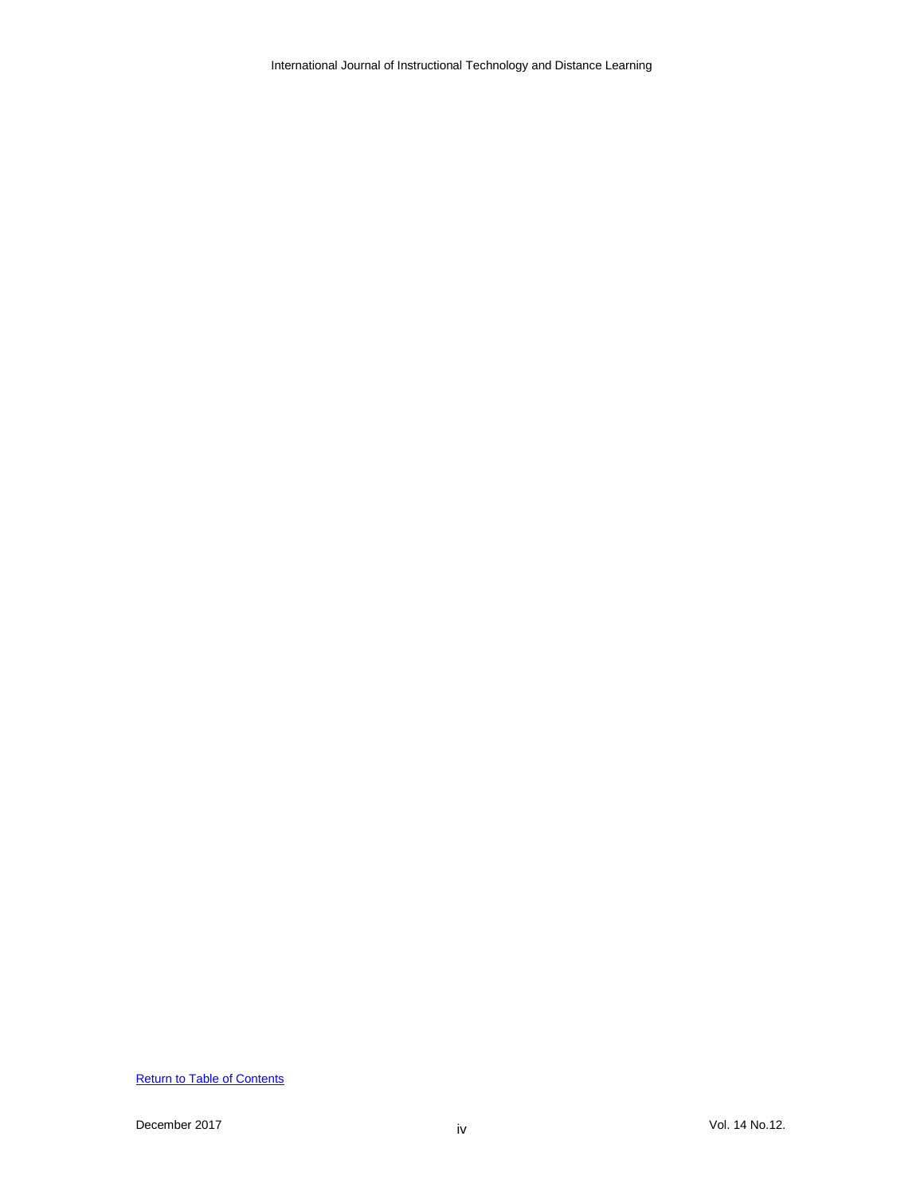Return to Table of Contents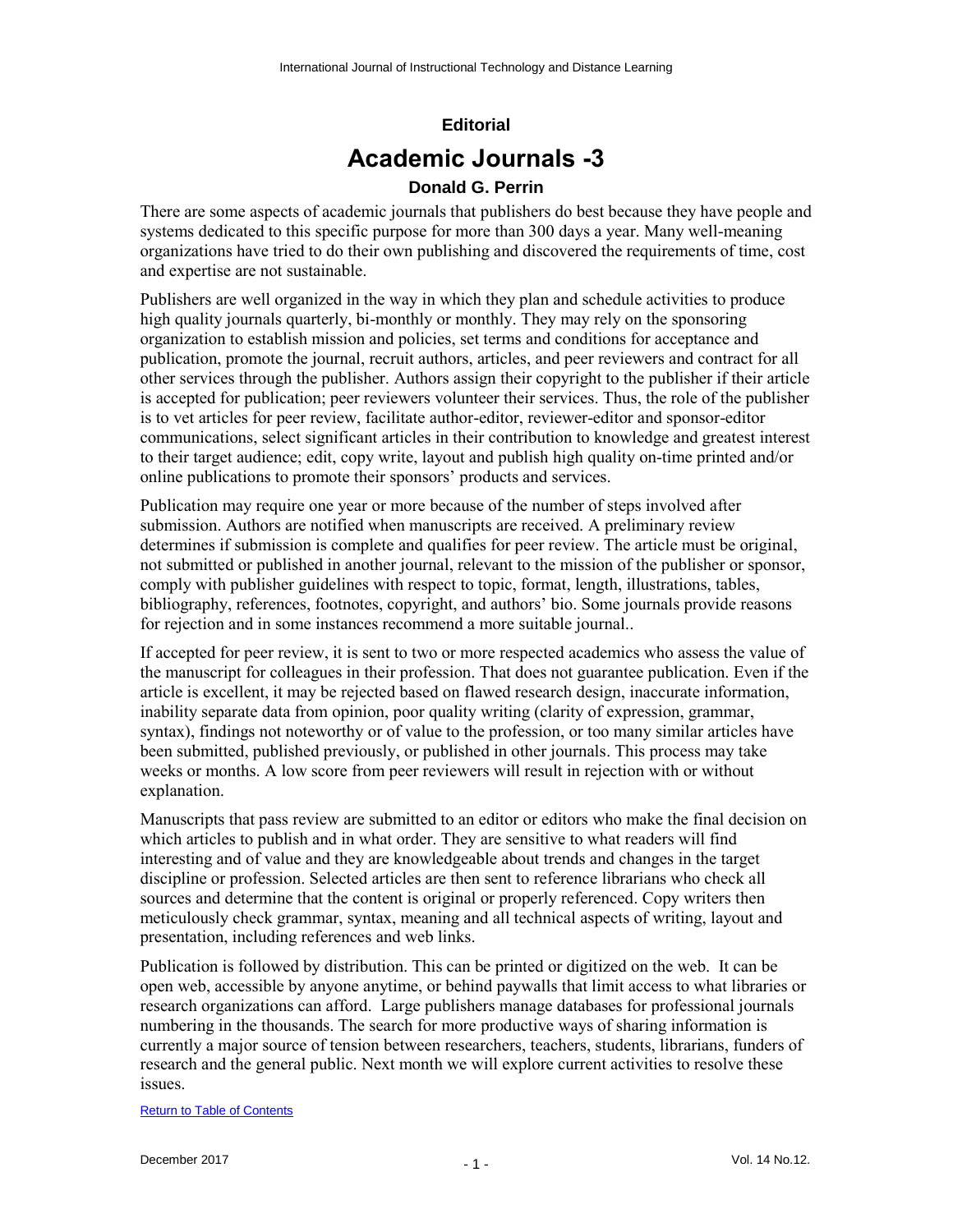**Editorial**

# Academic Journals -3

### Donald G. Perrin

There are some aspects of academic journals that publishers do best because they have people and systems dedicated to this specific purpose for more than 300 days a year. Many well-meaning organizations have tried to do their own publishing and discovered the requirements of time, cost and expertise are not sustainable.

Publishers are well organized in the way in which they plan and schedule activities to produce high quality journals quarterly, bi-monthly or monthly. They may rely on the sponsoring organization to establish mission and policies, set terms and conditions for acceptance and publication, promote the journal, recruit authors, articles, and peer reviewers and contract for all other services through the publisher. Authors assign their copyright to the publisher if their article is accepted for publication; peer reviewers volunteer their services. Thus, the role of the publisher is to vet articles for peer review, facilitate author-editor, reviewer-editor and sponsor-editor communications, select significant articles in their contribution to knowledge and greatest interest to their target audience; edit, copy write, layout and publish high quality on-time printed and/or online publications to promote their sponsors' products and services.

Publication may require one year or more because of the number of steps involved after submission. Authors are notified when manuscripts are received. A preliminary review determines if submission is complete and qualifies for peer review. The article must be original, not submitted or published in another journal, relevant to the mission of the publisher or sponsor, comply with publisher guidelines with respect to topic, format, length, illustrations, tables, bibliography, references, footnotes, copyright, and authors' bio. Some journals provide reasons for rejection and in some instances recommend a more suitable journal..

If accepted for peer review, it is sent to two or more respected academics who assess the value of the manuscript for colleagues in their profession. That does not guarantee publication. Even if the article is excellent, it may be rejected based on flawed research design, inaccurate information, inability separate data from opinion, poor quality writing (clarity of expression, grammar, syntax), findings not noteworthy or of value to the profession, or too many similar articles have been submitted, published previously, or published in other journals. This process may take weeks or months. A low score from peer reviewers will result in rejection with or without explanation.

Manuscripts that pass review are submitted to an editor or editors who make the final decision on which articles to publish and in what order. They are sensitive to what readers will find interesting and of value and they are knowledgeable about trends and changes in the target discipline or profession. Selected articles are then sent to reference librarians who check all sources and determine that the content is original or properly referenced. Copy writers then meticulously check grammar, syntax, meaning and all technical aspects of writing, layout and presentation, including references and web links.

Publication is followed by distribution. This can be printed or digitized on the web. It can be open web, accessible by anyone anytime, or behind paywalls that limit access to what libraries or research organizations can afford. Large publishers manage databases for professional journals numbering in the thousands. The search for more productive ways of sharing information is currently a major source of tension between researchers, teachers, students, librarians, funders of research and the general public. Next month we will explore current activities to resolve these issues.

Return to Table of Contents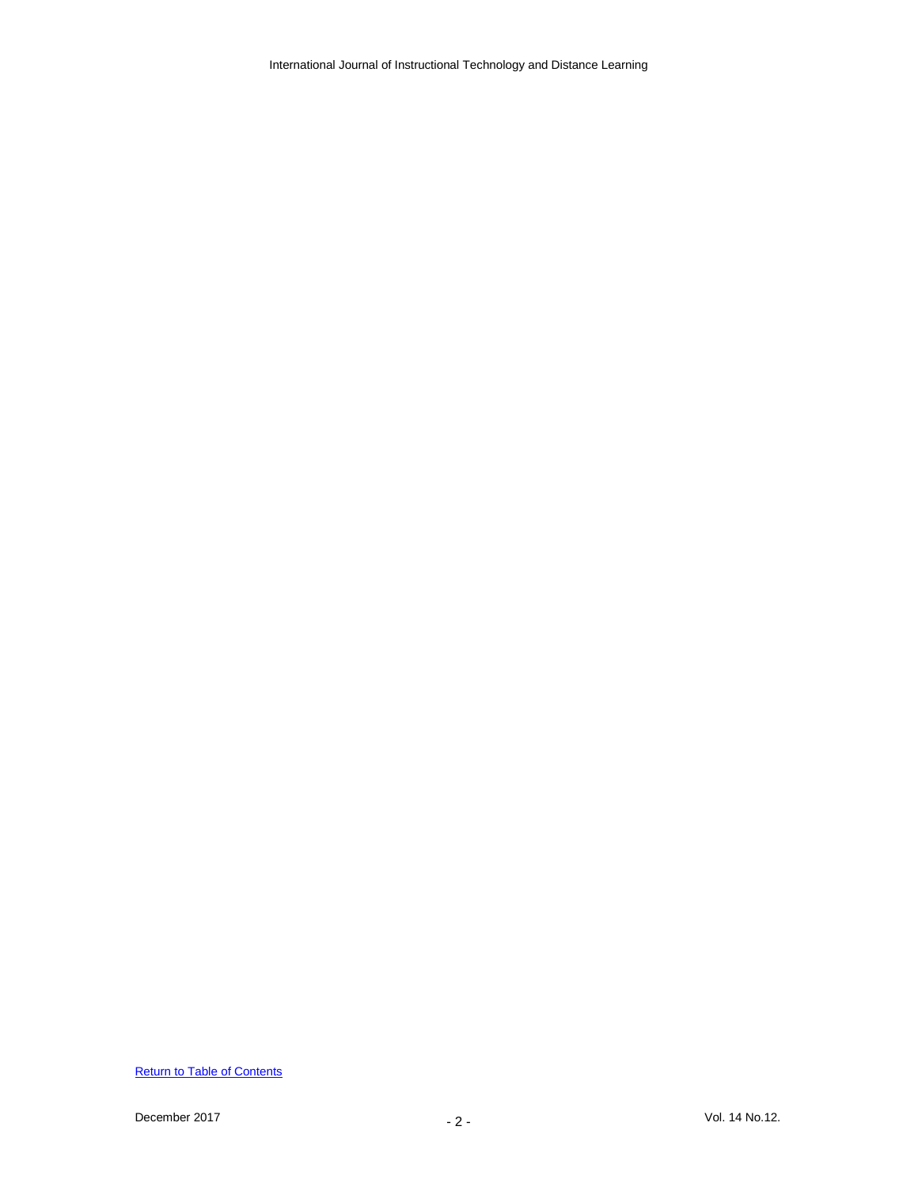Return to Table of Contents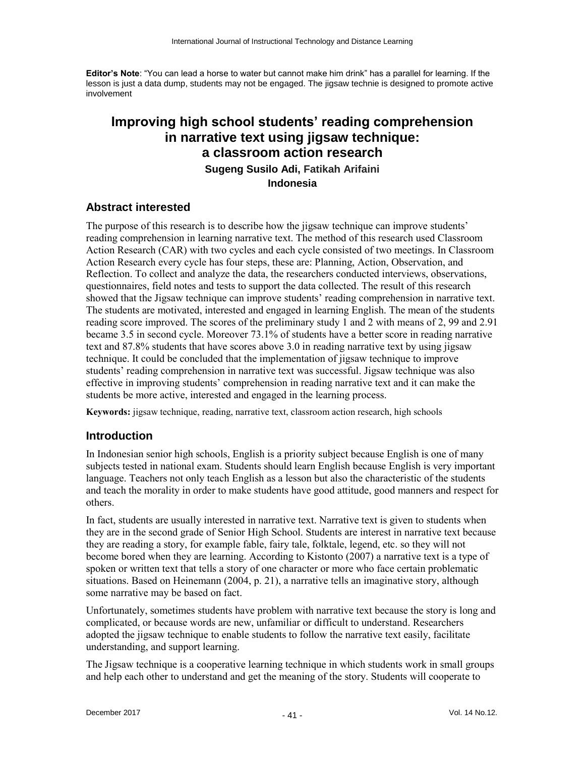**Editor's Note**: "You can lead a horse to water but cannot make him drink" has a parallel for learning. If the lesson is just a data dump, students may not be engaged. The jigsaw technie is designed to promote active involvement

# Improving high school students' reading comprehension in narrative text using jigsaw technique: a classroom action research

**Sugeng Susilo Adi, Fatikah Arifaini**

**Indonesia**

## Abstract interested

The purpose of this research is to describe how the jigsaw technique can improve students' reading comprehension in learning narrative text. The method of this research used Classroom Action Research (CAR) with two cycles and each cycle consisted of two meetings. In Classroom Action Research every cycle has four steps, these are: Planning, Action, Observation, and Reflection. To collect and analyze the data, the researchers conducted interviews, observations, questionnaires, field notes and tests to support the data collected. The result of this research showed that the Jigsaw technique can improve students' reading comprehension in narrative text. The students are motivated, interested and engaged in learning English. The mean of the students reading score improved. The scores of the preliminary study 1 and 2 with means of 2, 99 and 2.91 became 3.5 in second cycle. Moreover 73.1% of students have a better score in reading narrative text and 87.8% students that have scores above 3.0 in reading narrative text by using jigsaw technique. It could be concluded that the implementation of jigsaw technique to improve students' reading comprehension in narrative text was successful. Jigsaw technique was also effective in improving students' comprehension in reading narrative text and it can make the students be more active, interested and engaged in the learning process.

**Keywords:** jigsaw technique, reading, narrative text, classroom action research, high schools

## Introduction

In Indonesian senior high schools, English is a priority subject because English is one of many subjects tested in national exam. Students should learn English because English is very important language. Teachers not only teach English as a lesson but also the characteristic of the students and teach the morality in order to make students have good attitude, good manners and respect for others.

In fact, students are usually interested in narrative text. Narrative text is given to students when they are in the second grade of Senior High School. Students are interest in narrative text because they are reading a story, for example fable, fairy tale, folktale, legend, etc. so they will not become bored when they are learning. According to Kistonto (2007) a narrative text is a type of spoken or written text that tells a story of one character or more who face certain problematic situations. Based on Heinemann (2004, p. 21), a narrative tells an imaginative story, although some narrative may be based on fact.

Unfortunately, sometimes students have problem with narrative text because the story is long and complicated, or because words are new, unfamiliar or difficult to understand. Researchers adopted the jigsaw technique to enable students to follow the narrative text easily, facilitate understanding, and support learning.

The Jigsaw technique is a cooperative learning technique in which students work in small groups and help each other to understand and get the meaning of the story. Students will cooperate to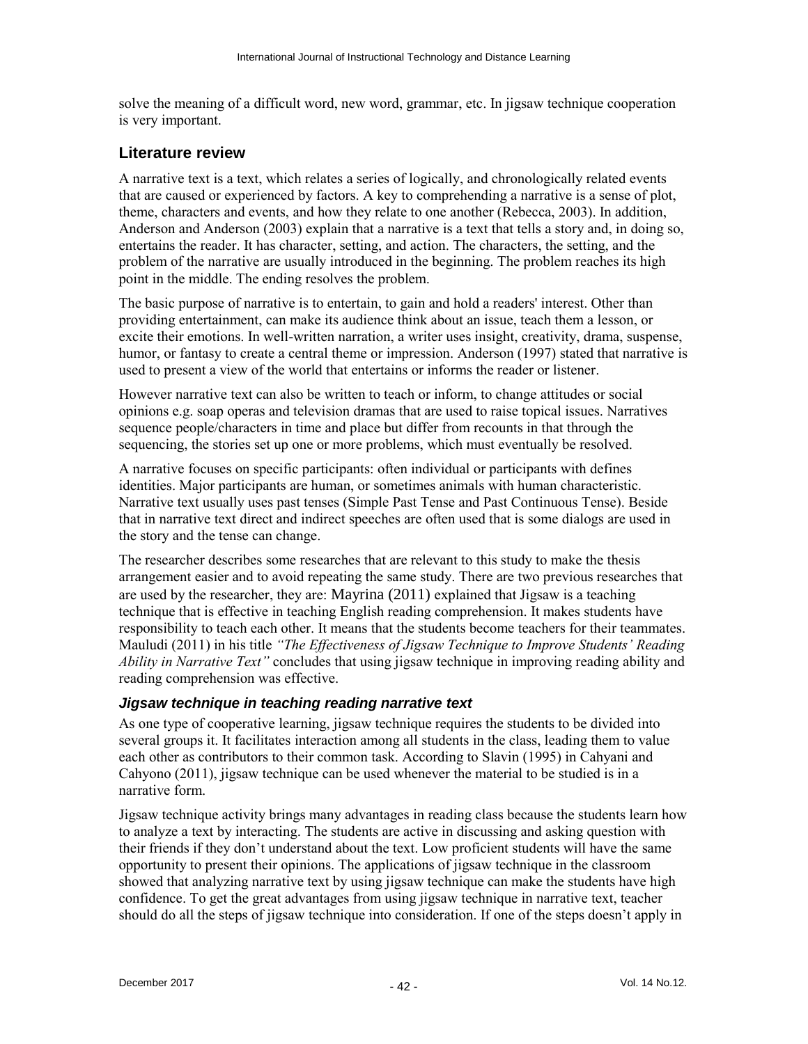solve the meaning of a difficult word, new word, grammar, etc. In jigsaw technique cooperation is very important.

## Literature review

A narrative text is a text, which relates a series of logically, and chronologically related events that are caused or experienced by factors. A key to comprehending a narrative is a sense of plot, theme, characters and events, and how they relate to one another (Rebecca, 2003). In addition, Anderson and Anderson (2003) explain that a narrative is a text that tells a story and, in doing so, entertains the reader. It has character, setting, and action. The characters, the setting, and the problem of the narrative are usually introduced in the beginning. The problem reaches its high point in the middle. The ending resolves the problem.

The basic purpose of narrative is to entertain, to gain and hold a readers' interest. Other than providing entertainment, can make its audience think about an issue, teach them a lesson, or excite their emotions. In well-written narration, a writer uses insight, creativity, drama, suspense, humor, or fantasy to create a central theme or impression. Anderson (1997) stated that narrative is used to present a view of the world that entertains or informs the reader or listener.

However narrative text can also be written to teach or inform, to change attitudes or social opinions e.g. soap operas and television dramas that are used to raise topical issues. Narratives sequence people/characters in time and place but differ from recounts in that through the sequencing, the stories set up one or more problems, which must eventually be resolved.

A narrative focuses on specific participants: often individual or participants with defines identities. Major participants are human, or sometimes animals with human characteristic. Narrative text usually uses past tenses (Simple Past Tense and Past Continuous Tense). Beside that in narrative text direct and indirect speeches are often used that is some dialogs are used in the story and the tense can change.

The researcher describes some researches that are relevant to this study to make the thesis arrangement easier and to avoid repeating the same study. There are two previous researches that are used by the researcher, they are: Mayrina (2011) explained that Jigsaw is a teaching technique that is effective in teaching English reading comprehension. It makes students have responsibility to teach each other. It means that the students become teachers for their teammates. Mauludi (2011) in his title *"The Effectiveness of Jigsaw Technique to Improve Students' Reading Ability in Narrative Text"* concludes that using jigsaw technique in improving reading ability and reading comprehension was effective.

### *Jigsaw technique in teaching reading narrative text*

As one type of cooperative learning, jigsaw technique requires the students to be divided into several groups it. It facilitates interaction among all students in the class, leading them to value each other as contributors to their common task. According to Slavin (1995) in Cahyani and Cahyono (2011), jigsaw technique can be used whenever the material to be studied is in a narrative form.

Jigsaw technique activity brings many advantages in reading class because the students learn how to analyze a text by interacting. The students are active in discussing and asking question with their friends if they don't understand about the text. Low proficient students will have the same opportunity to present their opinions. The applications of jigsaw technique in the classroom showed that analyzing narrative text by using jigsaw technique can make the students have high confidence. To get the great advantages from using jigsaw technique in narrative text, teacher should do all the steps of jigsaw technique into consideration. If one of the steps doesn't apply in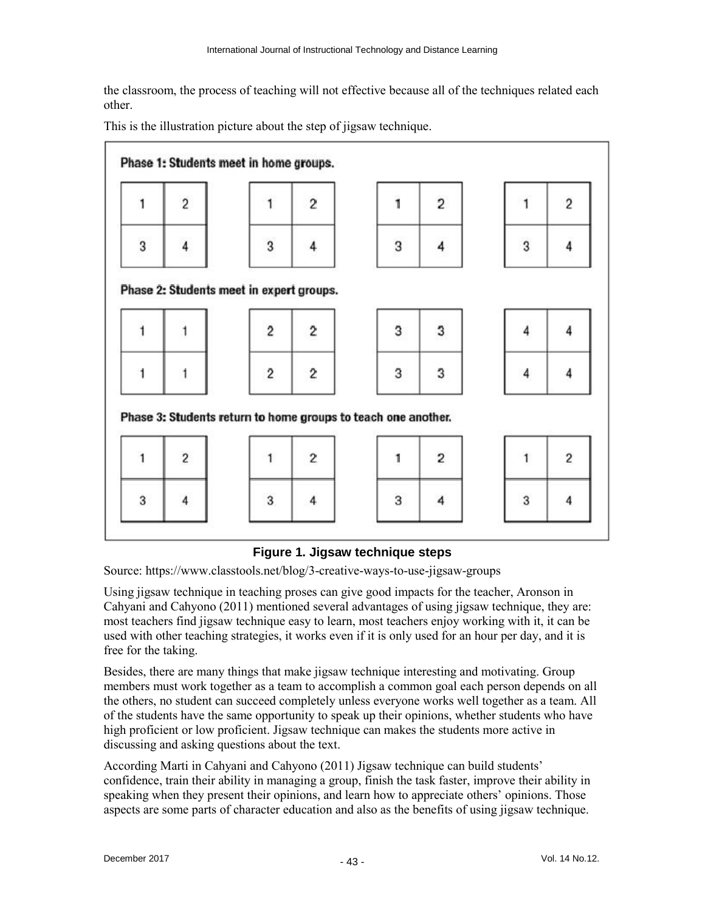the classroom, the process of teaching will not effective because all of the techniques related each other.

This is the illustration picture about the step of jigsaw technique.

**Phase 1: Students meet in home groups.**

| 1 | 2 | | 1 | 2 | | 1 | 2 | | 1 | 2 |
|---|---|---|---|---|---|---|---|---|---|---|
| 3 | 4 | | 3 | 4 | | 3 | 4 | | 3 | 4 |

**Phase 2: Students meet in expert groups.**

| 1 | 1 | | 2 | 2 | | 3 | 3 | | 4 | 4 |
|---|---|---|---|---|---|---|---|---|---|---|
| 1 | 1 | | 2 | 2 | | 3 | 3 | | 4 | 4 |

**Phase 3: Students return to home groups to teach one another.**

| 1 | 2 | | 1 | 2 | | 1 | 2 | | 1 | 2 |
|---|---|---|---|---|---|---|---|---|---|---|
| 3 | 4 | | 3 | 4 | | 3 | 4 | | 3 | 4 |

**Figure 1. Jigsaw technique steps**

Source: https://www.classtools.net/blog/3-creative-ways-to-use-jigsaw-groups

Using jigsaw technique in teaching proses can give good impacts for the teacher, Aronson in Cahyani and Cahyono (2011) mentioned several advantages of using jigsaw technique, they are: most teachers find jigsaw technique easy to learn, most teachers enjoy working with it, it can be used with other teaching strategies, it works even if it is only used for an hour per day, and it is free for the taking.

Besides, there are many things that make jigsaw technique interesting and motivating. Group members must work together as a team to accomplish a common goal each person depends on all the others, no student can succeed completely unless everyone works well together as a team. All of the students have the same opportunity to speak up their opinions, whether students who have high proficient or low proficient. Jigsaw technique can makes the students more active in discussing and asking questions about the text.

According Marti in Cahyani and Cahyono (2011) Jigsaw technique can build students' confidence, train their ability in managing a group, finish the task faster, improve their ability in speaking when they present their opinions, and learn how to appreciate others' opinions. Those aspects are some parts of character education and also as the benefits of using jigsaw technique.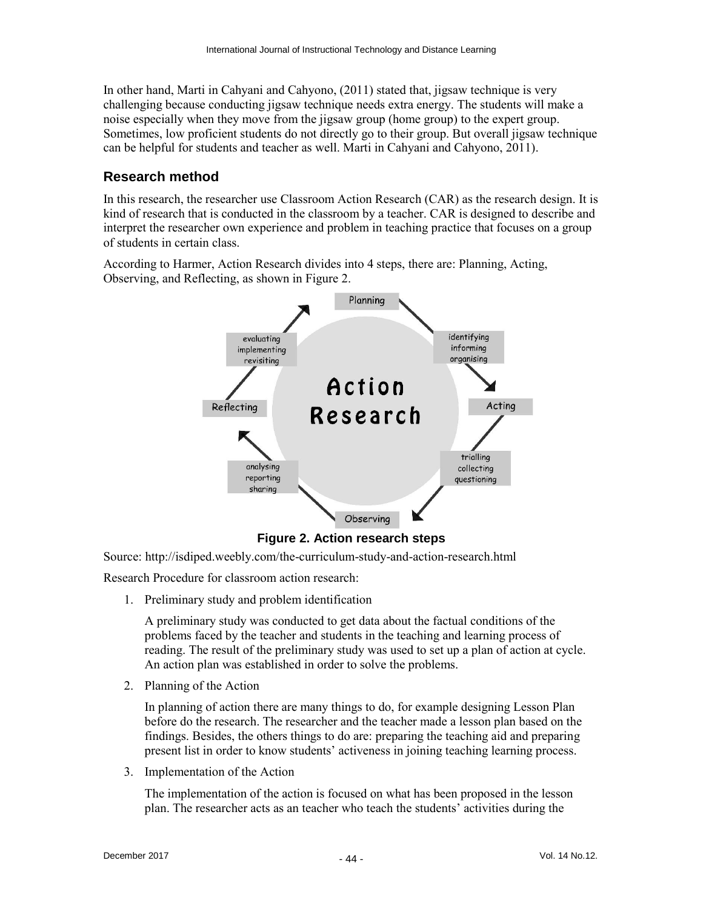In other hand, Marti in Cahyani and Cahyono, (2011) stated that, jigsaw technique is very challenging because conducting jigsaw technique needs extra energy. The students will make a noise especially when they move from the jigsaw group (home group) to the expert group. Sometimes, low proficient students do not directly go to their group. But overall jigsaw technique can be helpful for students and teacher as well. Marti in Cahyani and Cahyono, 2011).

## Research method

In this research, the researcher use Classroom Action Research (CAR) as the research design. It is kind of research that is conducted in the classroom by a teacher. CAR is designed to describe and interpret the researcher own experience and problem in teaching practice that focuses on a group of students in certain class.

According to Harmer, Action Research divides into 4 steps, there are: Planning, Acting, Observing, and Reflecting, as shown in Figure 2.

**Figure 2. Action research steps**

Source: http://isdiped.weebly.com/the-curriculum-study-and-action-research.html

Research Procedure for classroom action research:

1. Preliminary study and problem identification

   A preliminary study was conducted to get data about the factual conditions of the problems faced by the teacher and students in the teaching and learning process of reading. The result of the preliminary study was used to set up a plan of action at cycle. An action plan was established in order to solve the problems.

2. Planning of the Action

   In planning of action there are many things to do, for example designing Lesson Plan before do the research. The researcher and the teacher made a lesson plan based on the findings. Besides, the others things to do are: preparing the teaching aid and preparing present list in order to know students' activeness in joining teaching learning process.

3. Implementation of the Action

   The implementation of the action is focused on what has been proposed in the lesson plan. The researcher acts as an teacher who teach the students' activities during the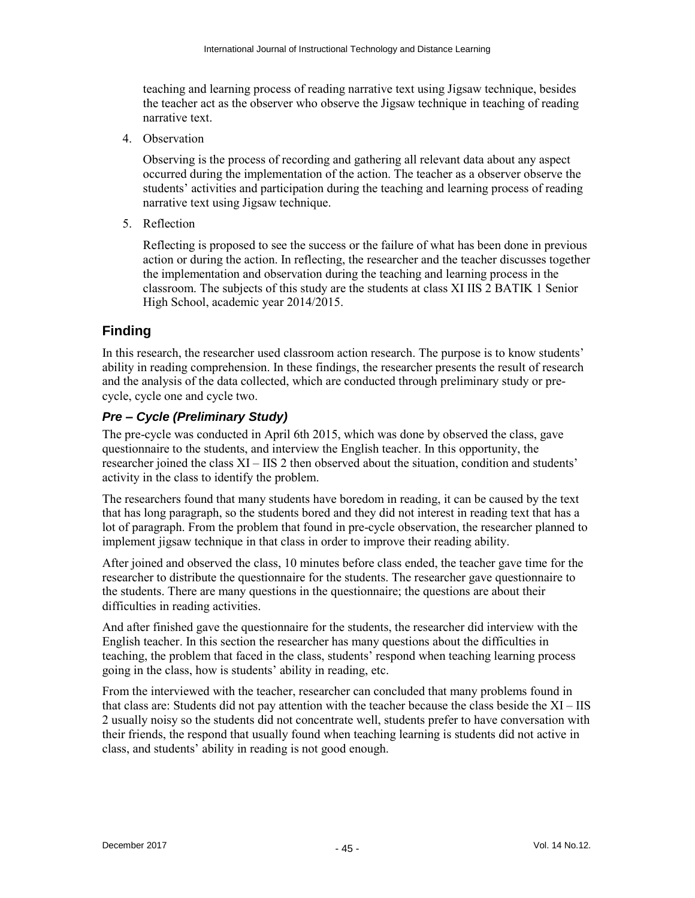teaching and learning process of reading narrative text using Jigsaw technique, besides the teacher act as the observer who observe the Jigsaw technique in teaching of reading narrative text.

4. Observation

   Observing is the process of recording and gathering all relevant data about any aspect occurred during the implementation of the action. The teacher as a observer observe the students' activities and participation during the teaching and learning process of reading narrative text using Jigsaw technique.

5. Reflection

   Reflecting is proposed to see the success or the failure of what has been done in previous action or during the action. In reflecting, the researcher and the teacher discusses together the implementation and observation during the teaching and learning process in the classroom. The subjects of this study are the students at class XI IIS 2 BATIK 1 Senior High School, academic year 2014/2015.

## Finding

In this research, the researcher used classroom action research. The purpose is to know students' ability in reading comprehension. In these findings, the researcher presents the result of research and the analysis of the data collected, which are conducted through preliminary study or pre-cycle, cycle one and cycle two.

### *Pre – Cycle (Preliminary Study)*

The pre-cycle was conducted in April 6th 2015, which was done by observed the class, gave questionnaire to the students, and interview the English teacher. In this opportunity, the researcher joined the class XI – IIS 2 then observed about the situation, condition and students' activity in the class to identify the problem.

The researchers found that many students have boredom in reading, it can be caused by the text that has long paragraph, so the students bored and they did not interest in reading text that has a lot of paragraph. From the problem that found in pre-cycle observation, the researcher planned to implement jigsaw technique in that class in order to improve their reading ability.

After joined and observed the class, 10 minutes before class ended, the teacher gave time for the researcher to distribute the questionnaire for the students. The researcher gave questionnaire to the students. There are many questions in the questionnaire; the questions are about their difficulties in reading activities.

And after finished gave the questionnaire for the students, the researcher did interview with the English teacher. In this section the researcher has many questions about the difficulties in teaching, the problem that faced in the class, students' respond when teaching learning process going in the class, how is students' ability in reading, etc.

From the interviewed with the teacher, researcher can concluded that many problems found in that class are: Students did not pay attention with the teacher because the class beside the XI – IIS 2 usually noisy so the students did not concentrate well, students prefer to have conversation with their friends, the respond that usually found when teaching learning is students did not active in class, and students' ability in reading is not good enough.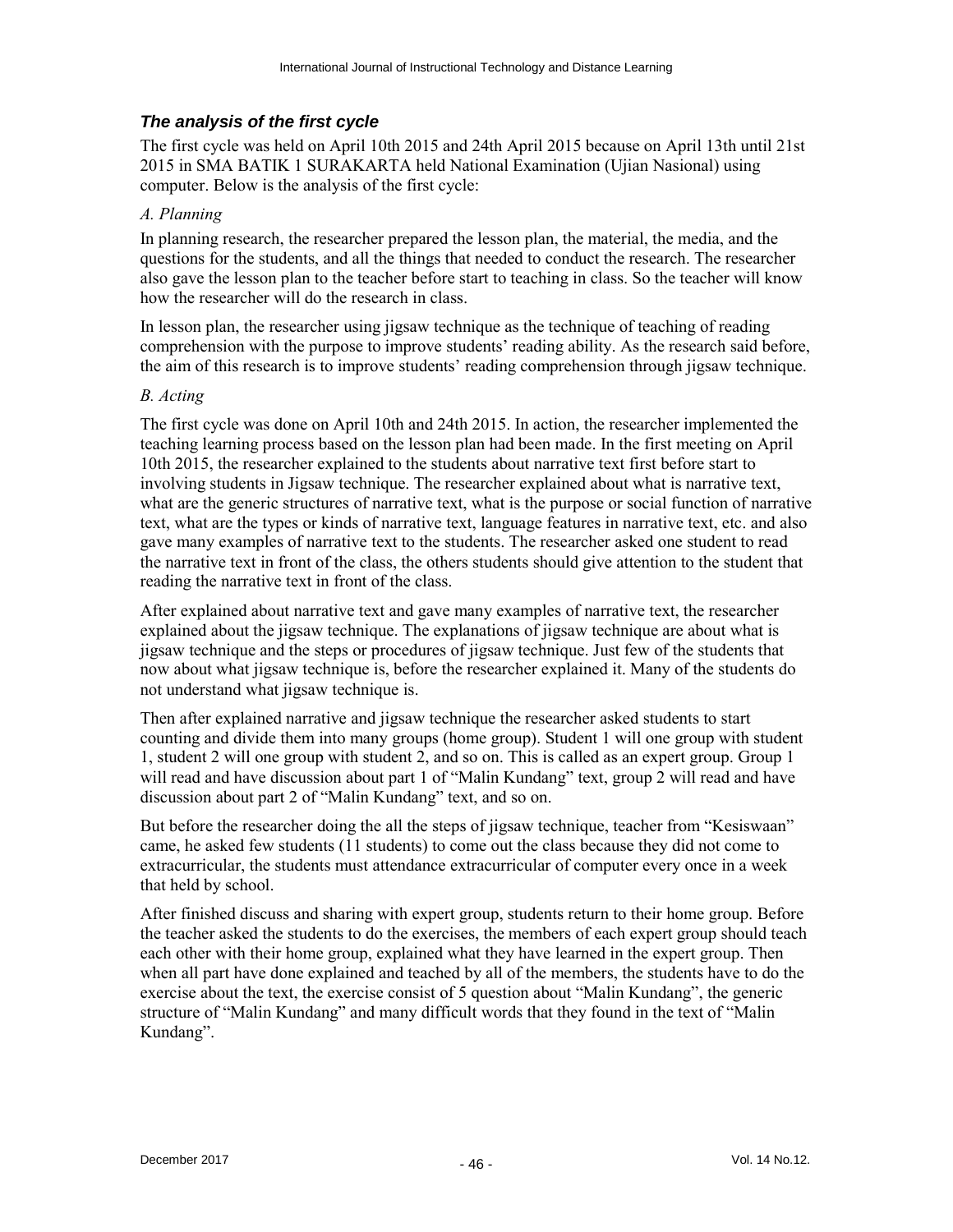### *The analysis of the first cycle*

The first cycle was held on April 10th 2015 and 24th April 2015 because on April 13th until 21st 2015 in SMA BATIK 1 SURAKARTA held National Examination (Ujian Nasional) using computer. Below is the analysis of the first cycle:

*A. Planning*

In planning research, the researcher prepared the lesson plan, the material, the media, and the questions for the students, and all the things that needed to conduct the research. The researcher also gave the lesson plan to the teacher before start to teaching in class. So the teacher will know how the researcher will do the research in class.

In lesson plan, the researcher using jigsaw technique as the technique of teaching of reading comprehension with the purpose to improve students' reading ability. As the research said before, the aim of this research is to improve students' reading comprehension through jigsaw technique.

*B. Acting*

The first cycle was done on April 10th and 24th 2015. In action, the researcher implemented the teaching learning process based on the lesson plan had been made. In the first meeting on April 10th 2015, the researcher explained to the students about narrative text first before start to involving students in Jigsaw technique. The researcher explained about what is narrative text, what are the generic structures of narrative text, what is the purpose or social function of narrative text, what are the types or kinds of narrative text, language features in narrative text, etc. and also gave many examples of narrative text to the students. The researcher asked one student to read the narrative text in front of the class, the others students should give attention to the student that reading the narrative text in front of the class.

After explained about narrative text and gave many examples of narrative text, the researcher explained about the jigsaw technique. The explanations of jigsaw technique are about what is jigsaw technique and the steps or procedures of jigsaw technique. Just few of the students that now about what jigsaw technique is, before the researcher explained it. Many of the students do not understand what jigsaw technique is.

Then after explained narrative and jigsaw technique the researcher asked students to start counting and divide them into many groups (home group). Student 1 will one group with student 1, student 2 will one group with student 2, and so on. This is called as an expert group. Group 1 will read and have discussion about part 1 of "Malin Kundang" text, group 2 will read and have discussion about part 2 of "Malin Kundang" text, and so on.

But before the researcher doing the all the steps of jigsaw technique, teacher from "Kesiswaan" came, he asked few students (11 students) to come out the class because they did not come to extracurricular, the students must attendance extracurricular of computer every once in a week that held by school.

After finished discuss and sharing with expert group, students return to their home group. Before the teacher asked the students to do the exercises, the members of each expert group should teach each other with their home group, explained what they have learned in the expert group. Then when all part have done explained and teached by all of the members, the students have to do the exercise about the text, the exercise consist of 5 question about "Malin Kundang", the generic structure of "Malin Kundang" and many difficult words that they found in the text of "Malin Kundang".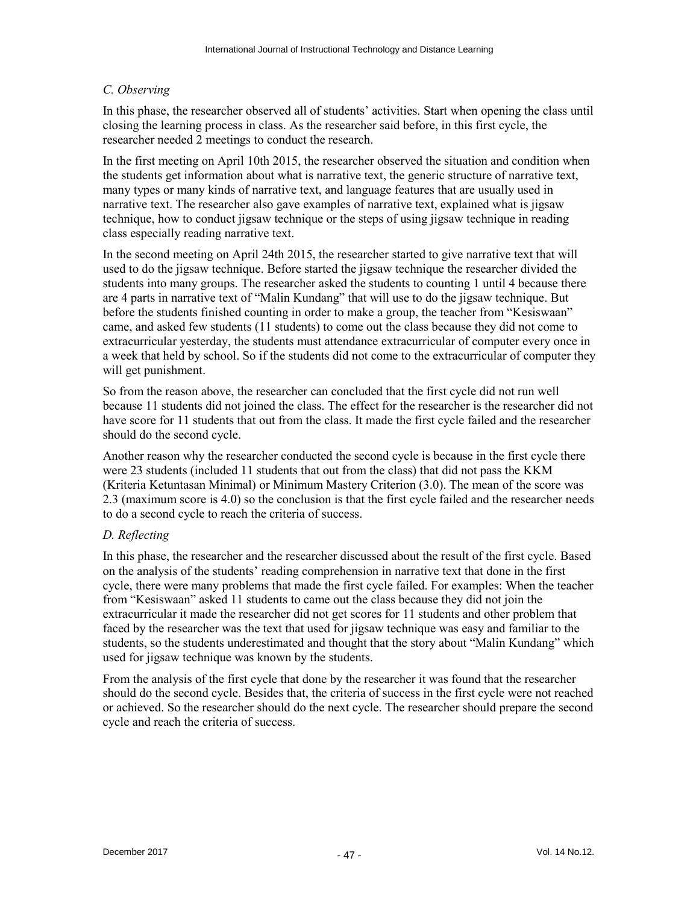*C. Observing*

In this phase, the researcher observed all of students' activities. Start when opening the class until closing the learning process in class. As the researcher said before, in this first cycle, the researcher needed 2 meetings to conduct the research.

In the first meeting on April 10th 2015, the researcher observed the situation and condition when the students get information about what is narrative text, the generic structure of narrative text, many types or many kinds of narrative text, and language features that are usually used in narrative text. The researcher also gave examples of narrative text, explained what is jigsaw technique, how to conduct jigsaw technique or the steps of using jigsaw technique in reading class especially reading narrative text.

In the second meeting on April 24th 2015, the researcher started to give narrative text that will used to do the jigsaw technique. Before started the jigsaw technique the researcher divided the students into many groups. The researcher asked the students to counting 1 until 4 because there are 4 parts in narrative text of "Malin Kundang" that will use to do the jigsaw technique. But before the students finished counting in order to make a group, the teacher from "Kesiswaan" came, and asked few students (11 students) to come out the class because they did not come to extracurricular yesterday, the students must attendance extracurricular of computer every once in a week that held by school. So if the students did not come to the extracurricular of computer they will get punishment.

So from the reason above, the researcher can concluded that the first cycle did not run well because 11 students did not joined the class. The effect for the researcher is the researcher did not have score for 11 students that out from the class. It made the first cycle failed and the researcher should do the second cycle.

Another reason why the researcher conducted the second cycle is because in the first cycle there were 23 students (included 11 students that out from the class) that did not pass the KKM (Kriteria Ketuntasan Minimal) or Minimum Mastery Criterion (3.0). The mean of the score was 2.3 (maximum score is 4.0) so the conclusion is that the first cycle failed and the researcher needs to do a second cycle to reach the criteria of success.

*D. Reflecting*

In this phase, the researcher and the researcher discussed about the result of the first cycle. Based on the analysis of the students' reading comprehension in narrative text that done in the first cycle, there were many problems that made the first cycle failed. For examples: When the teacher from "Kesiswaan" asked 11 students to came out the class because they did not join the extracurricular it made the researcher did not get scores for 11 students and other problem that faced by the researcher was the text that used for jigsaw technique was easy and familiar to the students, so the students underestimated and thought that the story about "Malin Kundang" which used for jigsaw technique was known by the students.

From the analysis of the first cycle that done by the researcher it was found that the researcher should do the second cycle. Besides that, the criteria of success in the first cycle were not reached or achieved. So the researcher should do the next cycle. The researcher should prepare the second cycle and reach the criteria of success.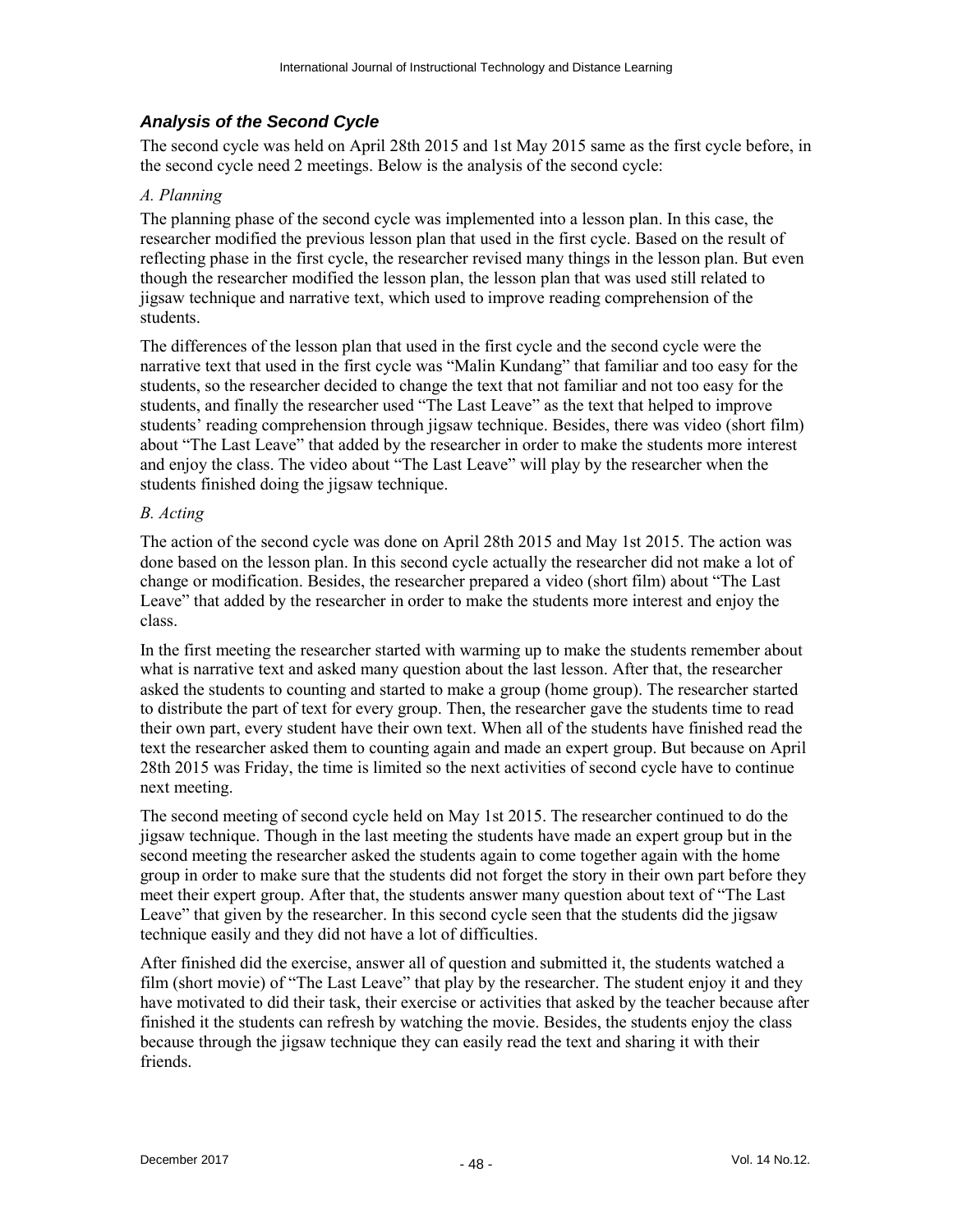### *Analysis of the Second Cycle*

The second cycle was held on April 28th 2015 and 1st May 2015 same as the first cycle before, in the second cycle need 2 meetings. Below is the analysis of the second cycle:

*A. Planning*

The planning phase of the second cycle was implemented into a lesson plan. In this case, the researcher modified the previous lesson plan that used in the first cycle. Based on the result of reflecting phase in the first cycle, the researcher revised many things in the lesson plan. But even though the researcher modified the lesson plan, the lesson plan that was used still related to jigsaw technique and narrative text, which used to improve reading comprehension of the students.

The differences of the lesson plan that used in the first cycle and the second cycle were the narrative text that used in the first cycle was "Malin Kundang" that familiar and too easy for the students, so the researcher decided to change the text that not familiar and not too easy for the students, and finally the researcher used "The Last Leave" as the text that helped to improve students' reading comprehension through jigsaw technique. Besides, there was video (short film) about "The Last Leave" that added by the researcher in order to make the students more interest and enjoy the class. The video about "The Last Leave" will play by the researcher when the students finished doing the jigsaw technique.

*B. Acting*

The action of the second cycle was done on April 28th 2015 and May 1st 2015. The action was done based on the lesson plan. In this second cycle actually the researcher did not make a lot of change or modification. Besides, the researcher prepared a video (short film) about "The Last Leave" that added by the researcher in order to make the students more interest and enjoy the class.

In the first meeting the researcher started with warming up to make the students remember about what is narrative text and asked many question about the last lesson. After that, the researcher asked the students to counting and started to make a group (home group). The researcher started to distribute the part of text for every group. Then, the researcher gave the students time to read their own part, every student have their own text. When all of the students have finished read the text the researcher asked them to counting again and made an expert group. But because on April 28th 2015 was Friday, the time is limited so the next activities of second cycle have to continue next meeting.

The second meeting of second cycle held on May 1st 2015. The researcher continued to do the jigsaw technique. Though in the last meeting the students have made an expert group but in the second meeting the researcher asked the students again to come together again with the home group in order to make sure that the students did not forget the story in their own part before they meet their expert group. After that, the students answer many question about text of "The Last Leave" that given by the researcher. In this second cycle seen that the students did the jigsaw technique easily and they did not have a lot of difficulties.

After finished did the exercise, answer all of question and submitted it, the students watched a film (short movie) of "The Last Leave" that play by the researcher. The student enjoy it and they have motivated to did their task, their exercise or activities that asked by the teacher because after finished it the students can refresh by watching the movie. Besides, the students enjoy the class because through the jigsaw technique they can easily read the text and sharing it with their friends.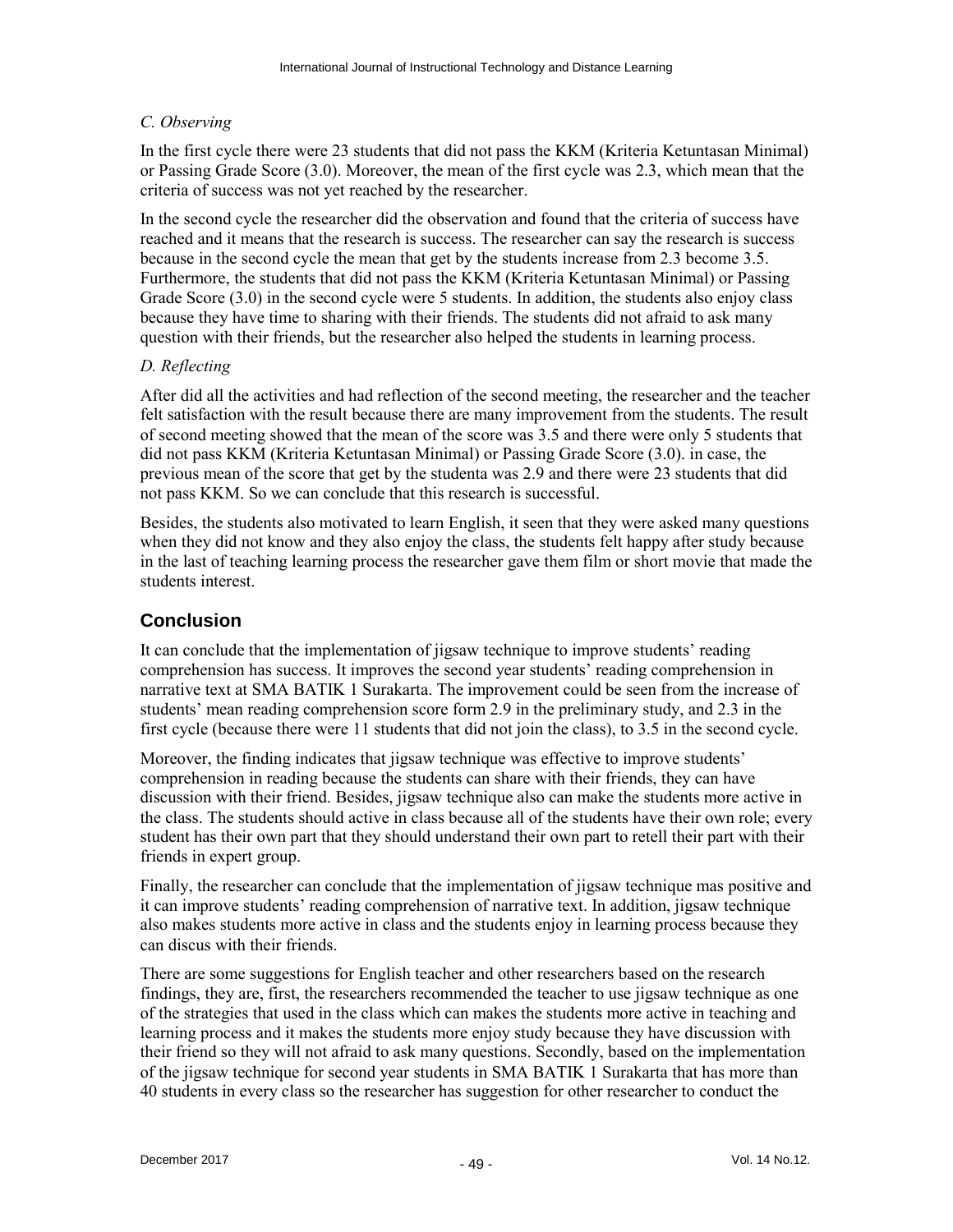*C. Observing*

In the first cycle there were 23 students that did not pass the KKM (Kriteria Ketuntasan Minimal) or Passing Grade Score (3.0). Moreover, the mean of the first cycle was 2.3, which mean that the criteria of success was not yet reached by the researcher.

In the second cycle the researcher did the observation and found that the criteria of success have reached and it means that the research is success. The researcher can say the research is success because in the second cycle the mean that get by the students increase from 2.3 become 3.5. Furthermore, the students that did not pass the KKM (Kriteria Ketuntasan Minimal) or Passing Grade Score (3.0) in the second cycle were 5 students. In addition, the students also enjoy class because they have time to sharing with their friends. The students did not afraid to ask many question with their friends, but the researcher also helped the students in learning process.

*D. Reflecting*

After did all the activities and had reflection of the second meeting, the researcher and the teacher felt satisfaction with the result because there are many improvement from the students. The result of second meeting showed that the mean of the score was 3.5 and there were only 5 students that did not pass KKM (Kriteria Ketuntasan Minimal) or Passing Grade Score (3.0). in case, the previous mean of the score that get by the studenta was 2.9 and there were 23 students that did not pass KKM. So we can conclude that this research is successful.

Besides, the students also motivated to learn English, it seen that they were asked many questions when they did not know and they also enjoy the class, the students felt happy after study because in the last of teaching learning process the researcher gave them film or short movie that made the students interest.

## Conclusion

It can conclude that the implementation of jigsaw technique to improve students' reading comprehension has success. It improves the second year students' reading comprehension in narrative text at SMA BATIK 1 Surakarta. The improvement could be seen from the increase of students' mean reading comprehension score form 2.9 in the preliminary study, and 2.3 in the first cycle (because there were 11 students that did not join the class), to 3.5 in the second cycle.

Moreover, the finding indicates that jigsaw technique was effective to improve students' comprehension in reading because the students can share with their friends, they can have discussion with their friend. Besides, jigsaw technique also can make the students more active in the class. The students should active in class because all of the students have their own role; every student has their own part that they should understand their own part to retell their part with their friends in expert group.

Finally, the researcher can conclude that the implementation of jigsaw technique mas positive and it can improve students' reading comprehension of narrative text. In addition, jigsaw technique also makes students more active in class and the students enjoy in learning process because they can discus with their friends.

There are some suggestions for English teacher and other researchers based on the research findings, they are, first, the researchers recommended the teacher to use jigsaw technique as one of the strategies that used in the class which can makes the students more active in teaching and learning process and it makes the students more enjoy study because they have discussion with their friend so they will not afraid to ask many questions. Secondly, based on the implementation of the jigsaw technique for second year students in SMA BATIK 1 Surakarta that has more than 40 students in every class so the researcher has suggestion for other researcher to conduct the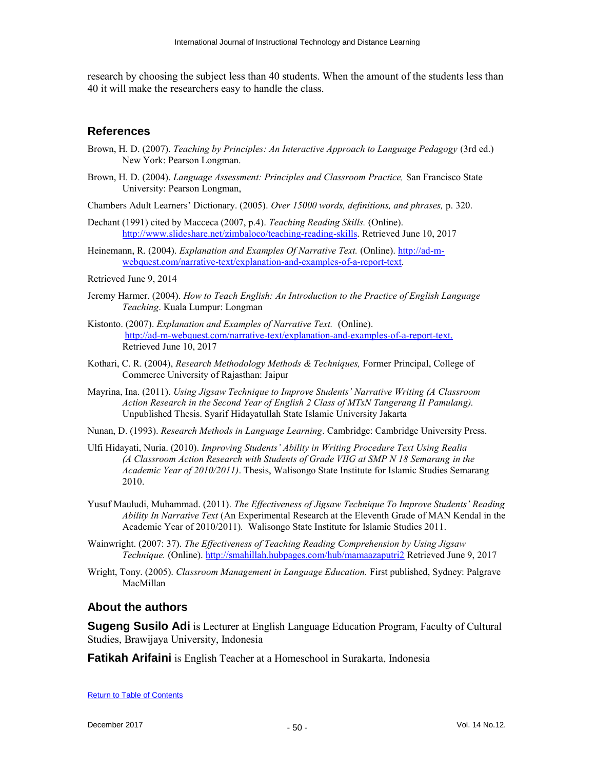research by choosing the subject less than 40 students. When the amount of the students less than 40 it will make the researchers easy to handle the class.

## References

Brown, H. D. (2007). *Teaching by Principles: An Interactive Approach to Language Pedagogy* (3rd ed.) New York: Pearson Longman.

Brown, H. D. (2004). *Language Assessment: Principles and Classroom Practice,* San Francisco State University: Pearson Longman,

Chambers Adult Learners' Dictionary. (2005). *Over 15000 words, definitions, and phrases,* p. 320.

Dechant (1991) cited by Macceca (2007, p.4). *Teaching Reading Skills.* (Online). http://www.slideshare.net/zimbaloco/teaching-reading-skills. Retrieved June 10, 2017

Heinemann, R. (2004). *Explanation and Examples Of Narrative Text.* (Online). http://ad-m-webquest.com/narrative-text/explanation-and-examples-of-a-report-text.

Retrieved June 9, 2014

Jeremy Harmer. (2004). *How to Teach English: An Introduction to the Practice of English Language Teaching*. Kuala Lumpur: Longman

Kistonto. (2007). *Explanation and Examples of Narrative Text.* (Online). http://ad-m-webquest.com/narrative-text/explanation-and-examples-of-a-report-text. Retrieved June 10, 2017

Kothari, C. R. (2004), *Research Methodology Methods & Techniques,* Former Principal, College of Commerce University of Rajasthan: Jaipur

Mayrina, Ina. (2011). *Using Jigsaw Technique to Improve Students' Narrative Writing (A Classroom Action Research in the Second Year of English 2 Class of MTsN Tangerang II Pamulang).* Unpublished Thesis. Syarif Hidayatullah State Islamic University Jakarta

Nunan, D. (1993). *Research Methods in Language Learning*. Cambridge: Cambridge University Press.

Ulfi Hidayati, Nuria. (2010). *Improving Students' Ability in Writing Procedure Text Using Realia (A Classroom Action Research with Students of Grade VIIG at SMP N 18 Semarang in the Academic Year of 2010/2011)*. Thesis, Walisongo State Institute for Islamic Studies Semarang 2010.

Yusuf Mauludi, Muhammad. (2011). *The Effectiveness of Jigsaw Technique To Improve Students' Reading Ability In Narrative Text* (An Experimental Research at the Eleventh Grade of MAN Kendal in the Academic Year of 2010/2011). Walisongo State Institute for Islamic Studies 2011.

Wainwright. (2007: 37). *The Effectiveness of Teaching Reading Comprehension by Using Jigsaw Technique.* (Online). http://smahillah.hubpages.com/hub/mamaazaputri2 Retrieved June 9, 2017

Wright, Tony. (2005). *Classroom Management in Language Education.* First published, Sydney: Palgrave MacMillan

## About the authors

**Sugeng Susilo Adi** is Lecturer at English Language Education Program, Faculty of Cultural Studies, Brawijaya University, Indonesia

**Fatikah Arifaini** is English Teacher at a Homeschool in Surakarta, Indonesia

Return to Table of Contents